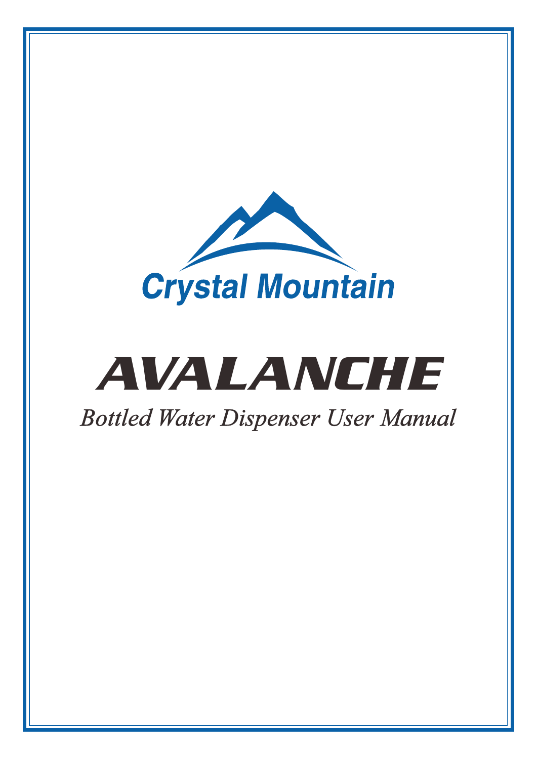Crystal Mountain

# AVALANCHE

*Bottled Water Dispenser User Manual*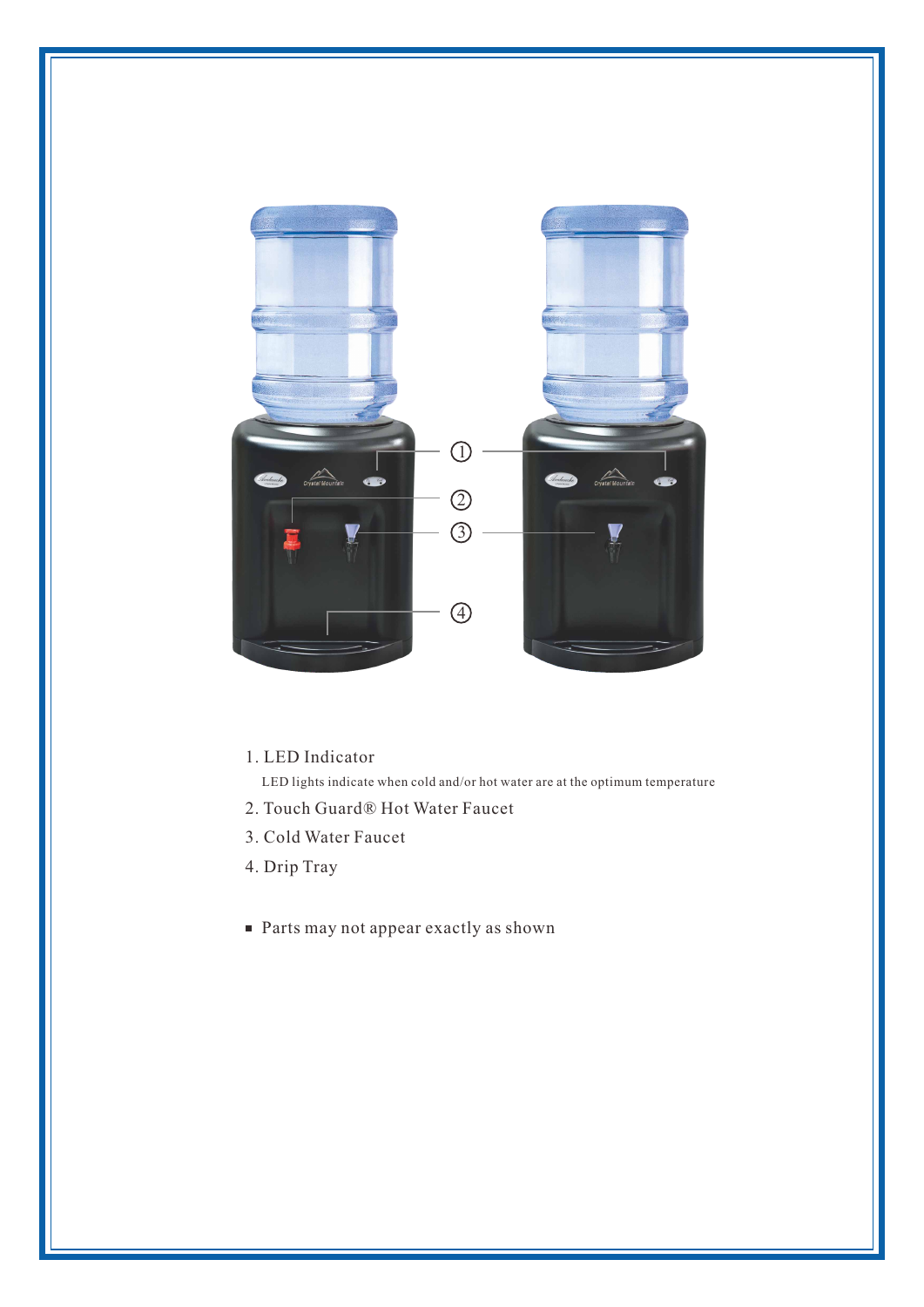1. LED Indicator

   LED lights indicate when cold and/or hot water are at the optimum temperature

2. Touch Guard® Hot Water Faucet
3. Cold Water Faucet
4. Drip Tray

- Parts may not appear exactly as shown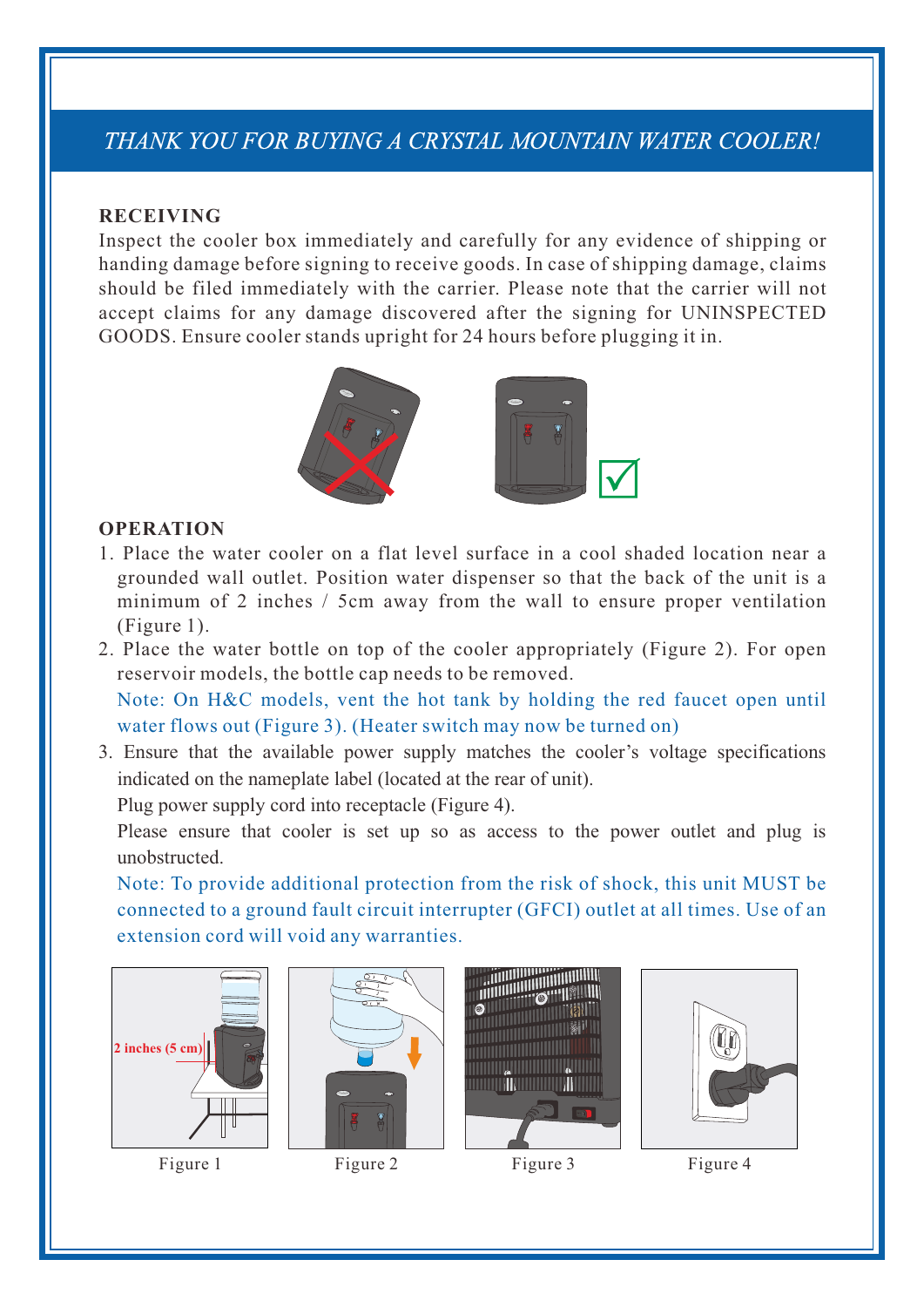# THANK YOU FOR BUYING A CRYSTAL MOUNTAIN WATER COOLER!

## RECEIVING

Inspect the cooler box immediately and carefully for any evidence of shipping or handing damage before signing to receive goods. In case of shipping damage, claims should be filed immediately with the carrier. Please note that the carrier will not accept claims for any damage discovered after the signing for UNINSPECTED GOODS. Ensure cooler stands upright for 24 hours before plugging it in.

## OPERATION

1. Place the water cooler on a flat level surface in a cool shaded location near a grounded wall outlet. Position water dispenser so that the back of the unit is a minimum of 2 inches / 5cm away from the wall to ensure proper ventilation (Figure 1).
2. Place the water bottle on top of the cooler appropriately (Figure 2). For open reservoir models, the bottle cap needs to be removed.

   Note: On H&C models, vent the hot tank by holding the red faucet open until water flows out (Figure 3). (Heater switch may now be turned on)
3. Ensure that the available power supply matches the cooler's voltage specifications indicated on the nameplate label (located at the rear of unit).

   Plug power supply cord into receptacle (Figure 4).

   Please ensure that cooler is set up so as access to the power outlet and plug is unobstructed.

   Note: To provide additional protection from the risk of shock, this unit MUST be connected to a ground fault circuit interrupter (GFCI) outlet at all times. Use of an extension cord will void any warranties.

2 inches (5 cm)

Figure 1

Figure 2

Figure 3

Figure 4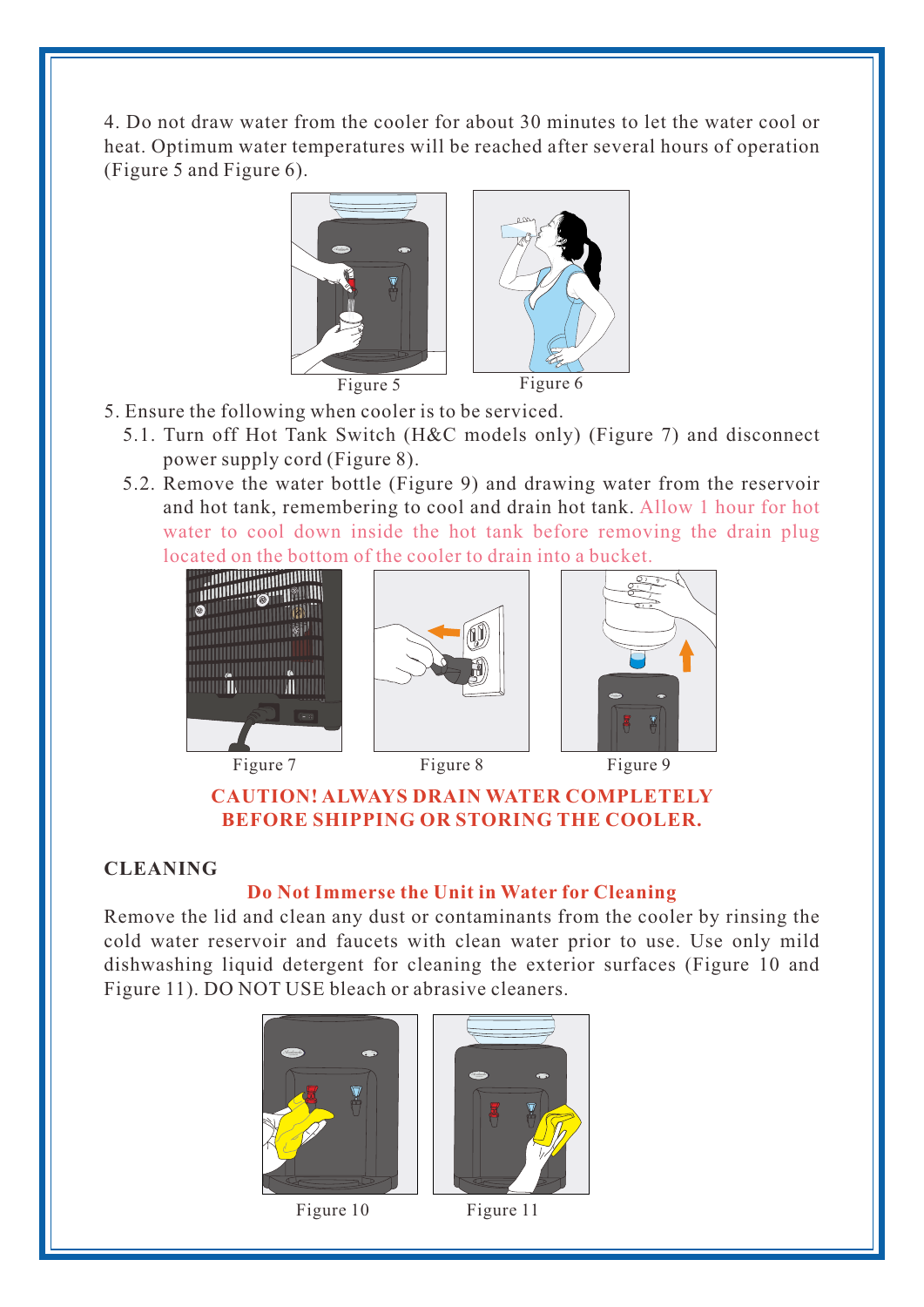4. Do not draw water from the cooler for about 30 minutes to let the water cool or heat. Optimum water temperatures will be reached after several hours of operation (Figure 5 and Figure 6).

Figure 5

Figure 6

5. Ensure the following when cooler is to be serviced.
   5.1. Turn off Hot Tank Switch (H&C models only) (Figure 7) and disconnect power supply cord (Figure 8).
   5.2. Remove the water bottle (Figure 9) and drawing water from the reservoir and hot tank, remembering to cool and drain hot tank. Allow 1 hour for hot water to cool down inside the hot tank before removing the drain plug located on the bottom of the cooler to drain into a bucket.

Figure 7

Figure 8

Figure 9

**CAUTION! ALWAYS DRAIN WATER COMPLETELY BEFORE SHIPPING OR STORING THE COOLER.**

## CLEANING

**Do Not Immerse the Unit in Water for Cleaning**

Remove the lid and clean any dust or contaminants from the cooler by rinsing the cold water reservoir and faucets with clean water prior to use. Use only mild dishwashing liquid detergent for cleaning the exterior surfaces (Figure 10 and Figure 11). DO NOT USE bleach or abrasive cleaners.

Figure 10

Figure 11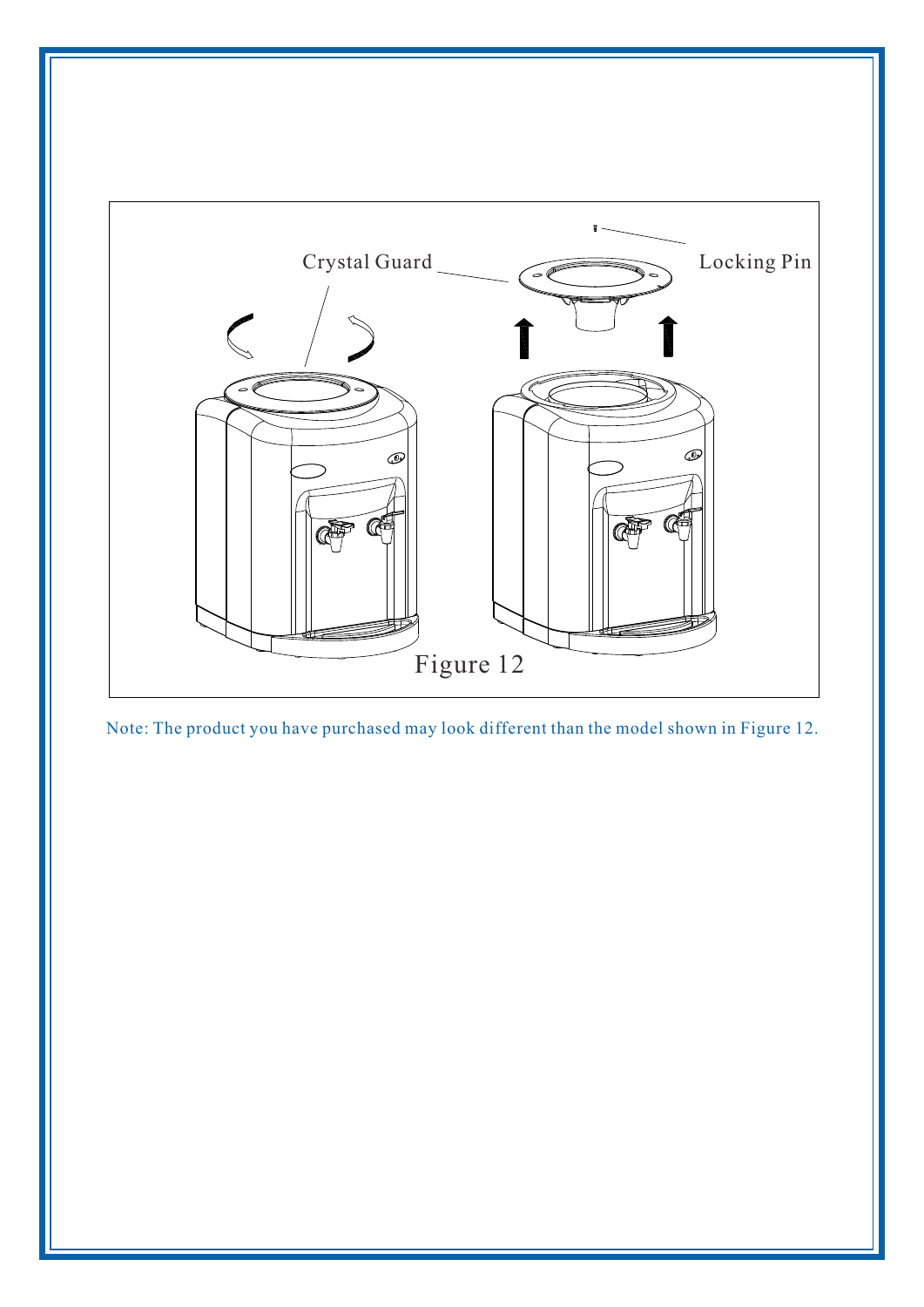Crystal Guard

Locking Pin

Figure 12

Note: The product you have purchased may look different than the model shown in Figure 12.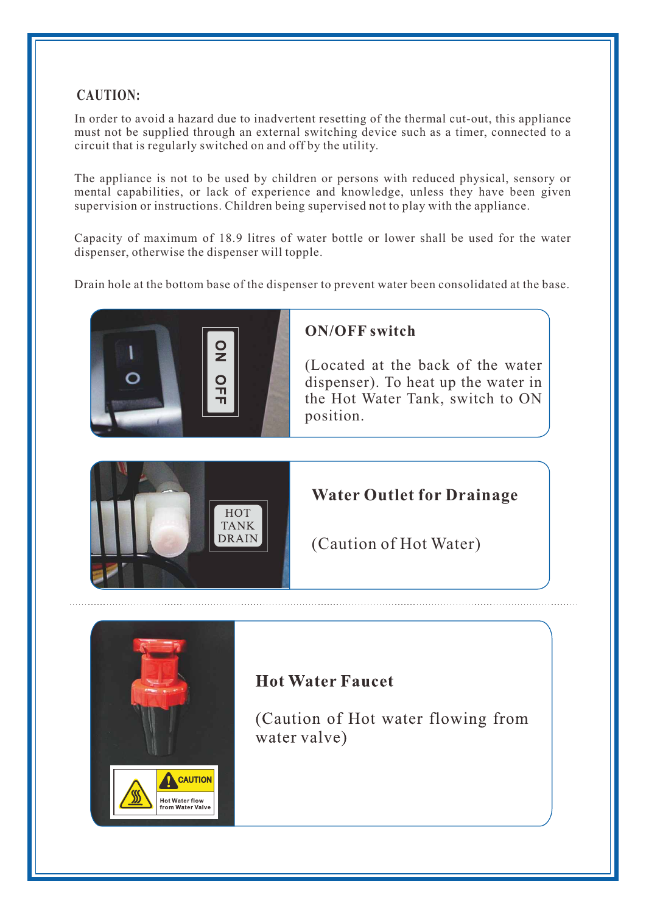## CAUTION:

In order to avoid a hazard due to inadvertent resetting of the thermal cut-out, this appliance must not be supplied through an external switching device such as a timer, connected to a circuit that is regularly switched on and off by the utility.

The appliance is not to be used by children or persons with reduced physical, sensory or mental capabilities, or lack of experience and knowledge, unless they have been given supervision or instructions. Children being supervised not to play with the appliance.

Capacity of maximum of 18.9 litres of water bottle or lower shall be used for the water dispenser, otherwise the dispenser will topple.

Drain hole at the bottom base of the dispenser to prevent water been consolidated at the base.

### ON/OFF switch

(Located at the back of the water dispenser). To heat up the water in the Hot Water Tank, switch to ON position.

### Water Outlet for Drainage

(Caution of Hot Water)

### Hot Water Faucet

(Caution of Hot water flowing from water valve)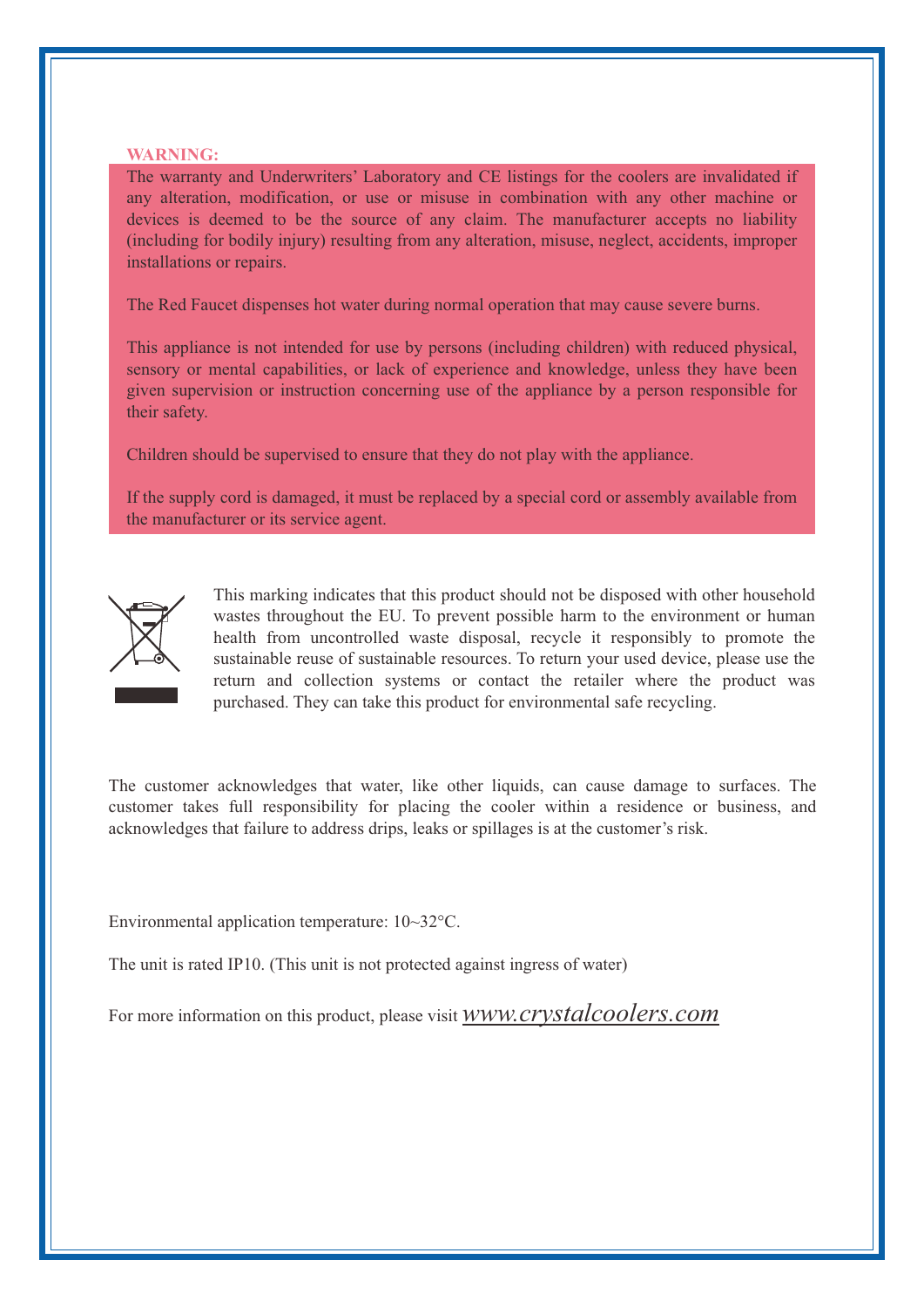**WARNING:**

The warranty and Underwriters' Laboratory and CE listings for the coolers are invalidated if any alteration, modification, or use or misuse in combination with any other machine or devices is deemed to be the source of any claim. The manufacturer accepts no liability (including for bodily injury) resulting from any alteration, misuse, neglect, accidents, improper installations or repairs.

The Red Faucet dispenses hot water during normal operation that may cause severe burns.

This appliance is not intended for use by persons (including children) with reduced physical, sensory or mental capabilities, or lack of experience and knowledge, unless they have been given supervision or instruction concerning use of the appliance by a person responsible for their safety.

Children should be supervised to ensure that they do not play with the appliance.

If the supply cord is damaged, it must be replaced by a special cord or assembly available from the manufacturer or its service agent.

This marking indicates that this product should not be disposed with other household wastes throughout the EU. To prevent possible harm to the environment or human health from uncontrolled waste disposal, recycle it responsibly to promote the sustainable reuse of sustainable resources. To return your used device, please use the return and collection systems or contact the retailer where the product was purchased. They can take this product for environmental safe recycling.

The customer acknowledges that water, like other liquids, can cause damage to surfaces. The customer takes full responsibility for placing the cooler within a residence or business, and acknowledges that failure to address drips, leaks or spillages is at the customer's risk.

Environmental application temperature: 10~32°C.

The unit is rated IP10. (This unit is not protected against ingress of water)

For more information on this product, please visit *www.crystalcoolers.com*